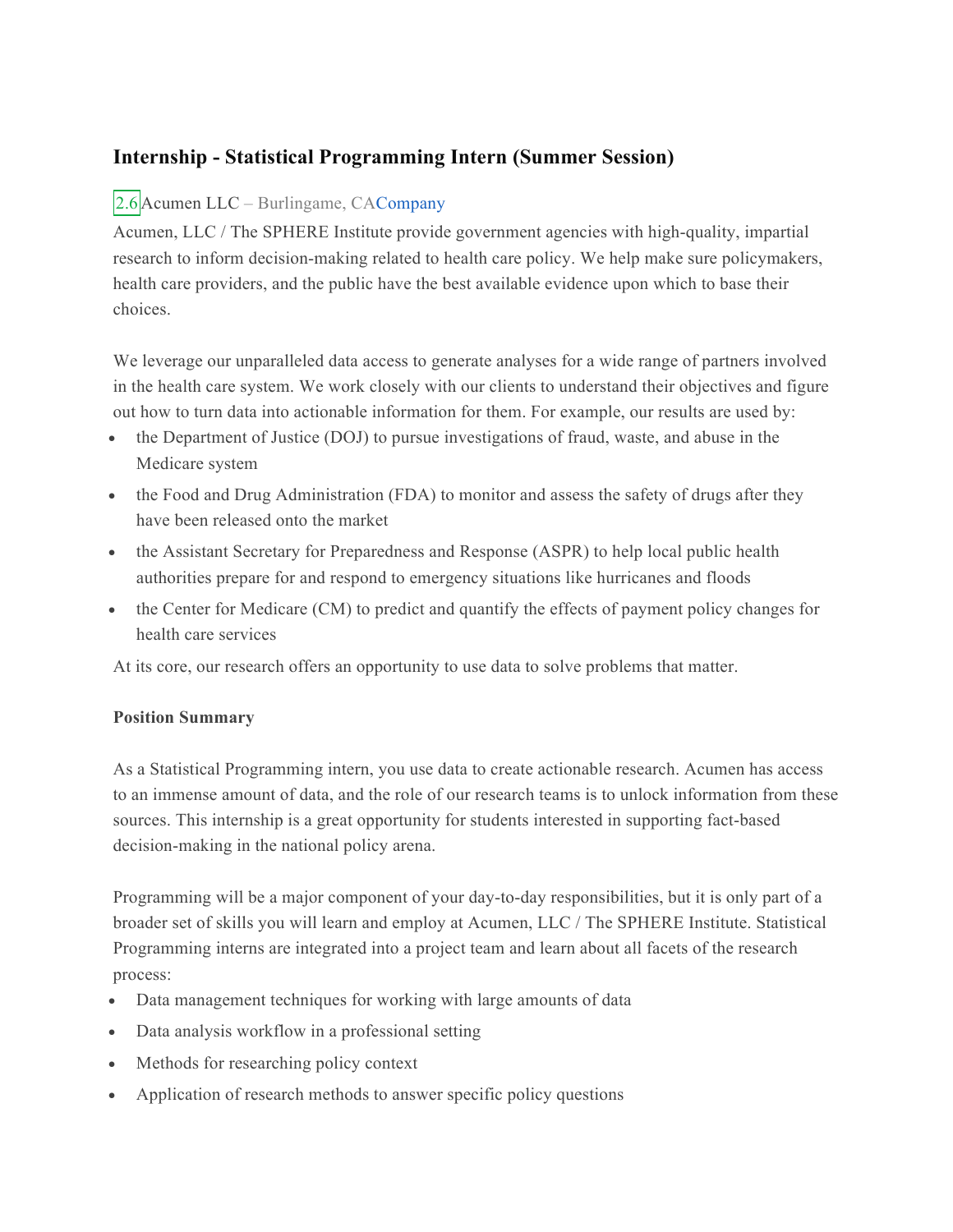## Internship - Statistical Programming Intern (Summer Session)

2.6 Acumen LLC – Burlingame, CA Company

Acumen, LLC / The SPHERE Institute provide government agencies with high-quality, impartial research to inform decision-making related to health care policy. We help make sure policymakers, health care providers, and the public have the best available evidence upon which to base their choices.

We leverage our unparalleled data access to generate analyses for a wide range of partners involved in the health care system. We work closely with our clients to understand their objectives and figure out how to turn data into actionable information for them. For example, our results are used by:

- the Department of Justice (DOJ) to pursue investigations of fraud, waste, and abuse in the Medicare system
- the Food and Drug Administration (FDA) to monitor and assess the safety of drugs after they have been released onto the market
- the Assistant Secretary for Preparedness and Response (ASPR) to help local public health authorities prepare for and respond to emergency situations like hurricanes and floods
- the Center for Medicare (CM) to predict and quantify the effects of payment policy changes for health care services

At its core, our research offers an opportunity to use data to solve problems that matter.

**Position Summary**

As a Statistical Programming intern, you use data to create actionable research. Acumen has access to an immense amount of data, and the role of our research teams is to unlock information from these sources. This internship is a great opportunity for students interested in supporting fact-based decision-making in the national policy arena.

Programming will be a major component of your day-to-day responsibilities, but it is only part of a broader set of skills you will learn and employ at Acumen, LLC / The SPHERE Institute. Statistical Programming interns are integrated into a project team and learn about all facets of the research process:

- Data management techniques for working with large amounts of data
- Data analysis workflow in a professional setting
- Methods for researching policy context
- Application of research methods to answer specific policy questions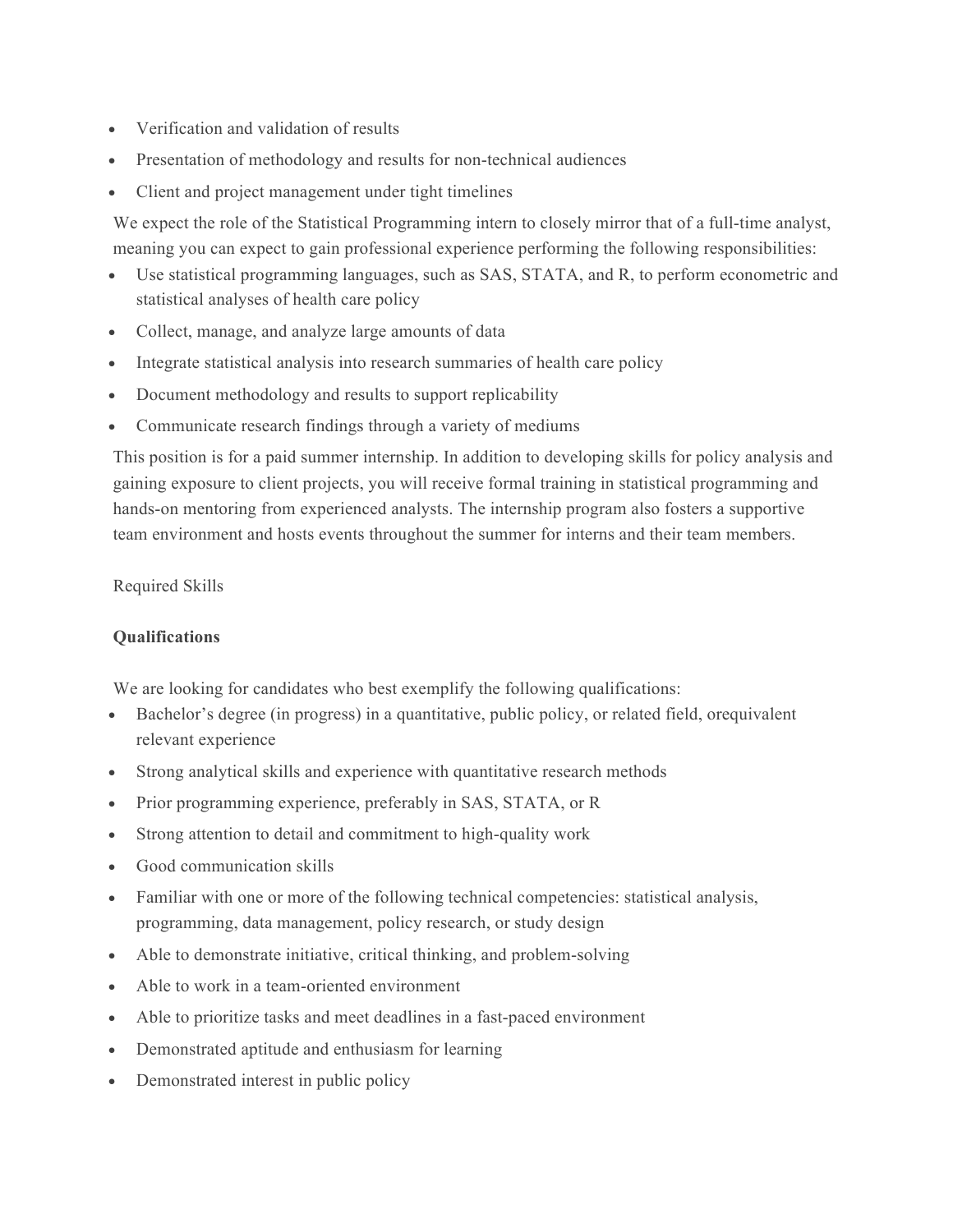- Verification and validation of results
- Presentation of methodology and results for non-technical audiences
- Client and project management under tight timelines

We expect the role of the Statistical Programming intern to closely mirror that of a full-time analyst, meaning you can expect to gain professional experience performing the following responsibilities:

- Use statistical programming languages, such as SAS, STATA, and R, to perform econometric and statistical analyses of health care policy
- Collect, manage, and analyze large amounts of data
- Integrate statistical analysis into research summaries of health care policy
- Document methodology and results to support replicability
- Communicate research findings through a variety of mediums

This position is for a paid summer internship. In addition to developing skills for policy analysis and gaining exposure to client projects, you will receive formal training in statistical programming and hands-on mentoring from experienced analysts. The internship program also fosters a supportive team environment and hosts events throughout the summer for interns and their team members.

Required Skills

**Qualifications**

We are looking for candidates who best exemplify the following qualifications:

- Bachelor's degree (in progress) in a quantitative, public policy, or related field, orequivalent relevant experience
- Strong analytical skills and experience with quantitative research methods
- Prior programming experience, preferably in SAS, STATA, or R
- Strong attention to detail and commitment to high-quality work
- Good communication skills
- Familiar with one or more of the following technical competencies: statistical analysis, programming, data management, policy research, or study design
- Able to demonstrate initiative, critical thinking, and problem-solving
- Able to work in a team-oriented environment
- Able to prioritize tasks and meet deadlines in a fast-paced environment
- Demonstrated aptitude and enthusiasm for learning
- Demonstrated interest in public policy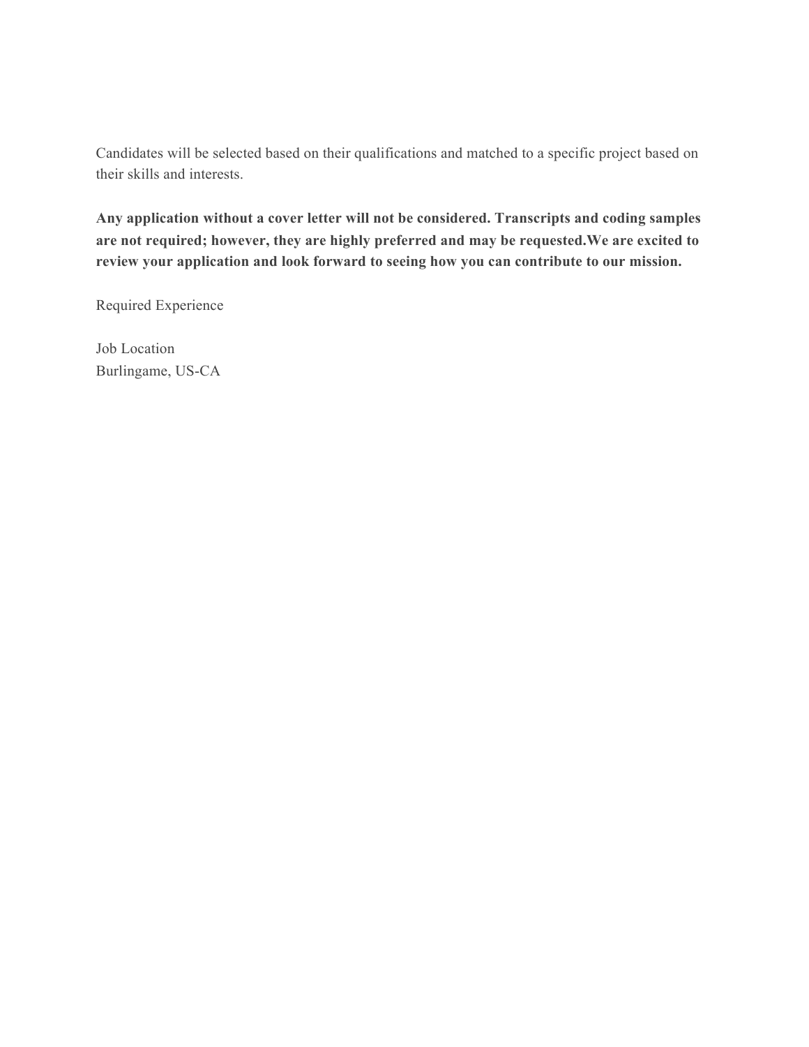Candidates will be selected based on their qualifications and matched to a specific project based on their skills and interests.

**Any application without a cover letter will not be considered. Transcripts and coding samples are not required; however, they are highly preferred and may be requested.We are excited to review your application and look forward to seeing how you can contribute to our mission.**

Required Experience

Job Location
Burlingame, US-CA